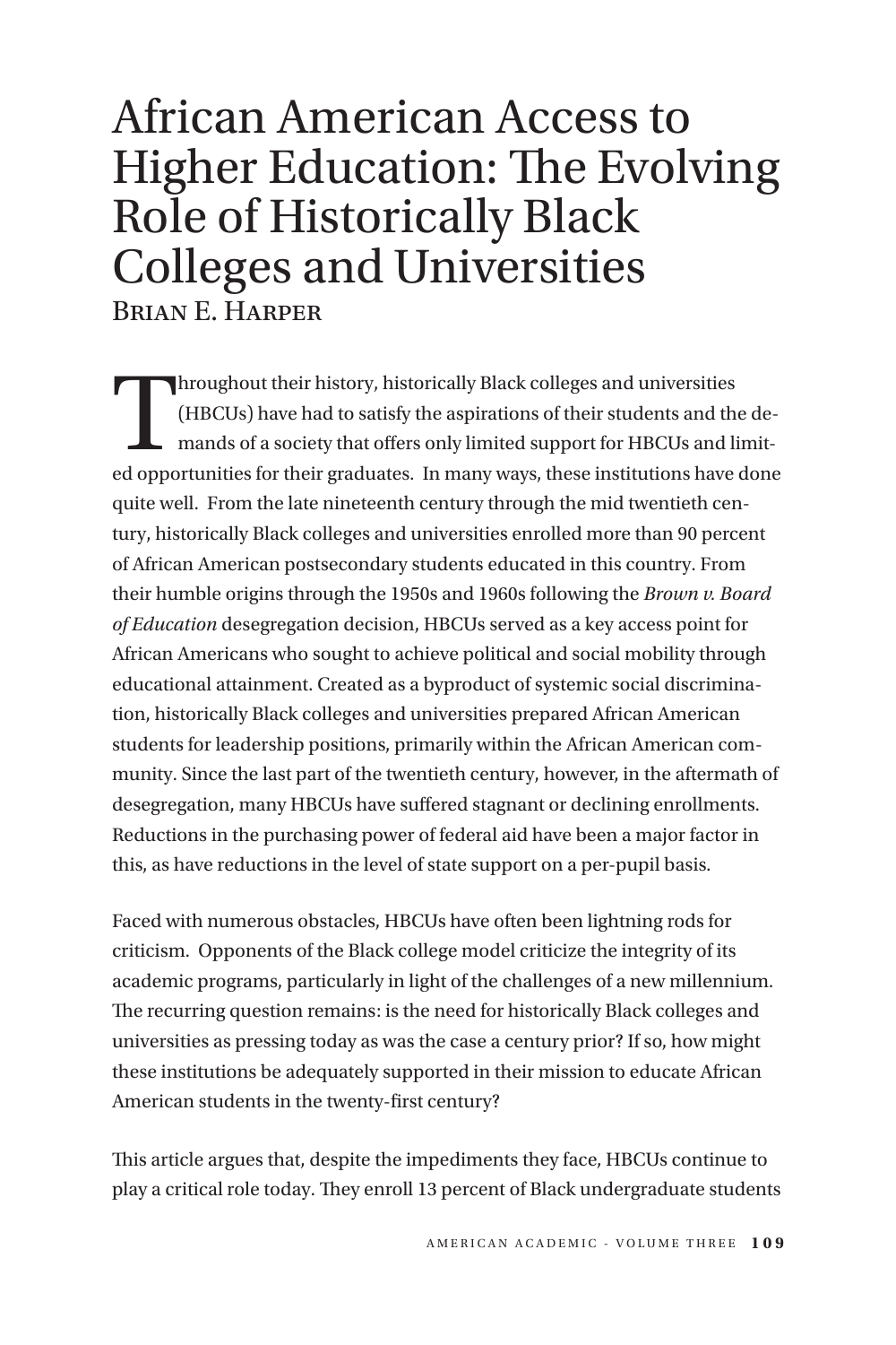# African American Access to Higher Education: The Evolving Role of Historically Black Colleges and Universities

BRIAN E. HARPER

Throughout their history, historically Black colleges and universities (HBCUs) have had to satisfy the aspirations of their students and the demands of a society that offers only limited support for HBCUs and limited opportunities for their graduates. In many ways, these institutions have done quite well. From the late nineteenth century through the mid twentieth century, historically Black colleges and universities enrolled more than 90 percent of African American postsecondary students educated in this country. From their humble origins through the 1950s and 1960s following the *Brown v. Board of Education* desegregation decision, HBCUs served as a key access point for African Americans who sought to achieve political and social mobility through educational attainment. Created as a byproduct of systemic social discrimination, historically Black colleges and universities prepared African American students for leadership positions, primarily within the African American community. Since the last part of the twentieth century, however, in the aftermath of desegregation, many HBCUs have suffered stagnant or declining enrollments. Reductions in the purchasing power of federal aid have been a major factor in this, as have reductions in the level of state support on a per-pupil basis.

Faced with numerous obstacles, HBCUs have often been lightning rods for criticism. Opponents of the Black college model criticize the integrity of its academic programs, particularly in light of the challenges of a new millennium. The recurring question remains: is the need for historically Black colleges and universities as pressing today as was the case a century prior? If so, how might these institutions be adequately supported in their mission to educate African American students in the twenty-first century?

This article argues that, despite the impediments they face, HBCUs continue to play a critical role today. They enroll 13 percent of Black undergraduate students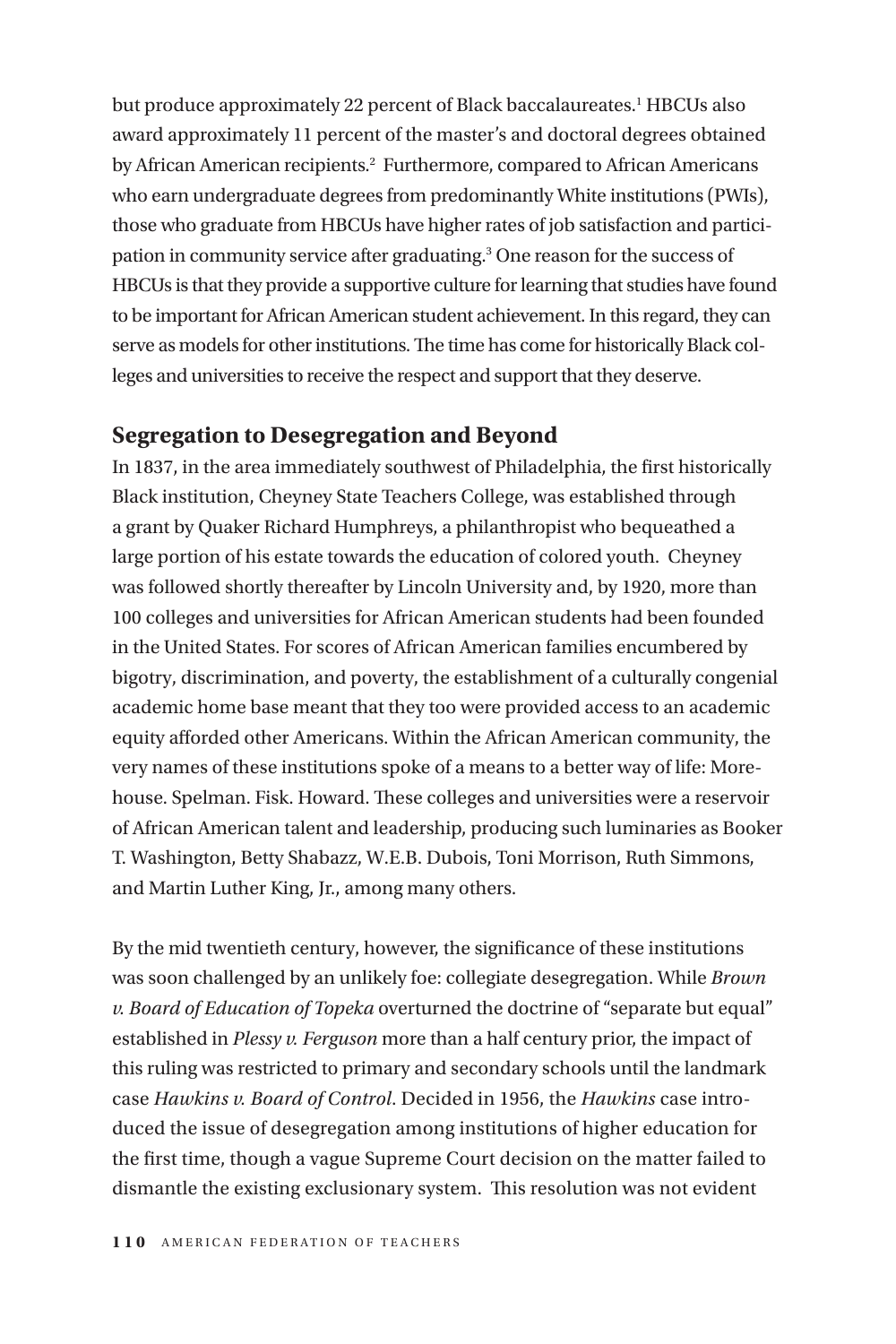but produce approximately 22 percent of Black baccalaureates.[1] HBCUs also award approximately 11 percent of the master's and doctoral degrees obtained by African American recipients.[2] Furthermore, compared to African Americans who earn undergraduate degrees from predominantly White institutions (PWIs), those who graduate from HBCUs have higher rates of job satisfaction and participation in community service after graduating.[3] One reason for the success of HBCUs is that they provide a supportive culture for learning that studies have found to be important for African American student achievement. In this regard, they can serve as models for other institutions. The time has come for historically Black colleges and universities to receive the respect and support that they deserve.

## Segregation to Desegregation and Beyond

In 1837, in the area immediately southwest of Philadelphia, the first historically Black institution, Cheyney State Teachers College, was established through a grant by Quaker Richard Humphreys, a philanthropist who bequeathed a large portion of his estate towards the education of colored youth. Cheyney was followed shortly thereafter by Lincoln University and, by 1920, more than 100 colleges and universities for African American students had been founded in the United States. For scores of African American families encumbered by bigotry, discrimination, and poverty, the establishment of a culturally congenial academic home base meant that they too were provided access to an academic equity afforded other Americans. Within the African American community, the very names of these institutions spoke of a means to a better way of life: Morehouse. Spelman. Fisk. Howard. These colleges and universities were a reservoir of African American talent and leadership, producing such luminaries as Booker T. Washington, Betty Shabazz, W.E.B. Dubois, Toni Morrison, Ruth Simmons, and Martin Luther King, Jr., among many others.

By the mid twentieth century, however, the significance of these institutions was soon challenged by an unlikely foe: collegiate desegregation. While *Brown v. Board of Education of Topeka* overturned the doctrine of "separate but equal" established in *Plessy v. Ferguson* more than a half century prior, the impact of this ruling was restricted to primary and secondary schools until the landmark case *Hawkins v. Board of Control*. Decided in 1956, the *Hawkins* case introduced the issue of desegregation among institutions of higher education for the first time, though a vague Supreme Court decision on the matter failed to dismantle the existing exclusionary system. This resolution was not evident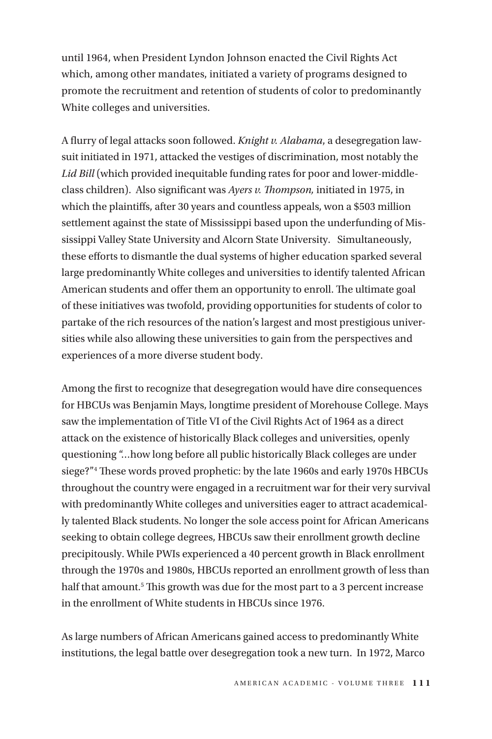until 1964, when President Lyndon Johnson enacted the Civil Rights Act which, among other mandates, initiated a variety of programs designed to promote the recruitment and retention of students of color to predominantly White colleges and universities.

A flurry of legal attacks soon followed. *Knight v. Alabama*, a desegregation lawsuit initiated in 1971, attacked the vestiges of discrimination, most notably the *Lid Bill* (which provided inequitable funding rates for poor and lower-middle-class children). Also significant was *Ayers v. Thompson,* initiated in 1975, in which the plaintiffs, after 30 years and countless appeals, won a $503 million settlement against the state of Mississippi based upon the underfunding of Mississippi Valley State University and Alcorn State University. Simultaneously, these efforts to dismantle the dual systems of higher education sparked several large predominantly White colleges and universities to identify talented African American students and offer them an opportunity to enroll. The ultimate goal of these initiatives was twofold, providing opportunities for students of color to partake of the rich resources of the nation's largest and most prestigious universities while also allowing these universities to gain from the perspectives and experiences of a more diverse student body.

Among the first to recognize that desegregation would have dire consequences for HBCUs was Benjamin Mays, longtime president of Morehouse College. Mays saw the implementation of Title VI of the Civil Rights Act of 1964 as a direct attack on the existence of historically Black colleges and universities, openly questioning "...how long before all public historically Black colleges are under siege?"[4] These words proved prophetic: by the late 1960s and early 1970s HBCUs throughout the country were engaged in a recruitment war for their very survival with predominantly White colleges and universities eager to attract academically talented Black students. No longer the sole access point for African Americans seeking to obtain college degrees, HBCUs saw their enrollment growth decline precipitously. While PWIs experienced a 40 percent growth in Black enrollment through the 1970s and 1980s, HBCUs reported an enrollment growth of less than half that amount.[5] This growth was due for the most part to a 3 percent increase in the enrollment of White students in HBCUs since 1976.

As large numbers of African Americans gained access to predominantly White institutions, the legal battle over desegregation took a new turn. In 1972, Marco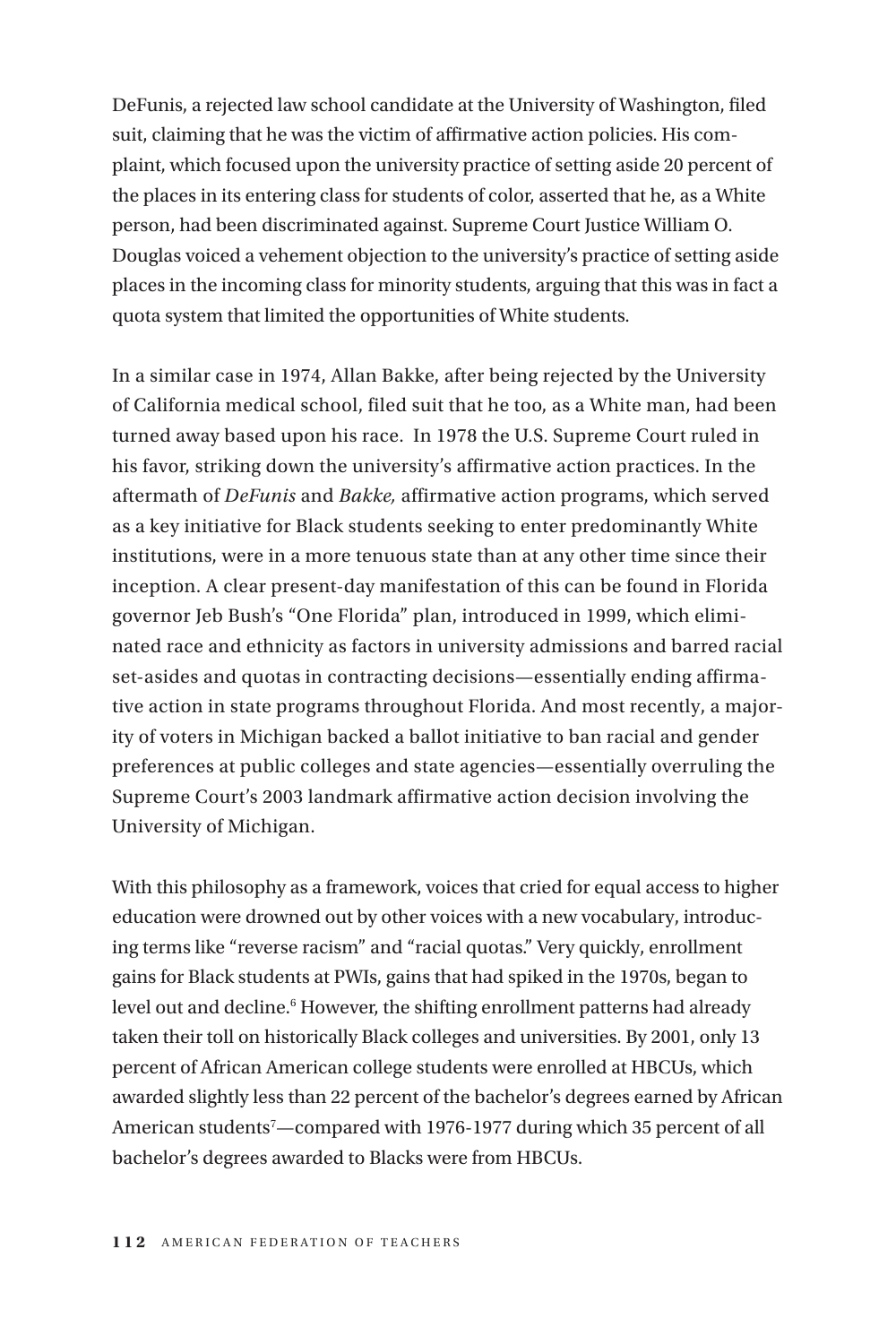DeFunis, a rejected law school candidate at the University of Washington, filed suit, claiming that he was the victim of affirmative action policies. His complaint, which focused upon the university practice of setting aside 20 percent of the places in its entering class for students of color, asserted that he, as a White person, had been discriminated against. Supreme Court Justice William O. Douglas voiced a vehement objection to the university's practice of setting aside places in the incoming class for minority students, arguing that this was in fact a quota system that limited the opportunities of White students.

In a similar case in 1974, Allan Bakke, after being rejected by the University of California medical school, filed suit that he too, as a White man, had been turned away based upon his race. In 1978 the U.S. Supreme Court ruled in his favor, striking down the university's affirmative action practices. In the aftermath of *DeFunis* and *Bakke,* affirmative action programs, which served as a key initiative for Black students seeking to enter predominantly White institutions, were in a more tenuous state than at any other time since their inception. A clear present-day manifestation of this can be found in Florida governor Jeb Bush's "One Florida" plan, introduced in 1999, which eliminated race and ethnicity as factors in university admissions and barred racial set-asides and quotas in contracting decisions—essentially ending affirmative action in state programs throughout Florida. And most recently, a majority of voters in Michigan backed a ballot initiative to ban racial and gender preferences at public colleges and state agencies—essentially overruling the Supreme Court's 2003 landmark affirmative action decision involving the University of Michigan.

With this philosophy as a framework, voices that cried for equal access to higher education were drowned out by other voices with a new vocabulary, introducing terms like "reverse racism" and "racial quotas." Very quickly, enrollment gains for Black students at PWIs, gains that had spiked in the 1970s, began to level out and decline.[6] However, the shifting enrollment patterns had already taken their toll on historically Black colleges and universities. By 2001, only 13 percent of African American college students were enrolled at HBCUs, which awarded slightly less than 22 percent of the bachelor's degrees earned by African American students[7]—compared with 1976-1977 during which 35 percent of all bachelor's degrees awarded to Blacks were from HBCUs.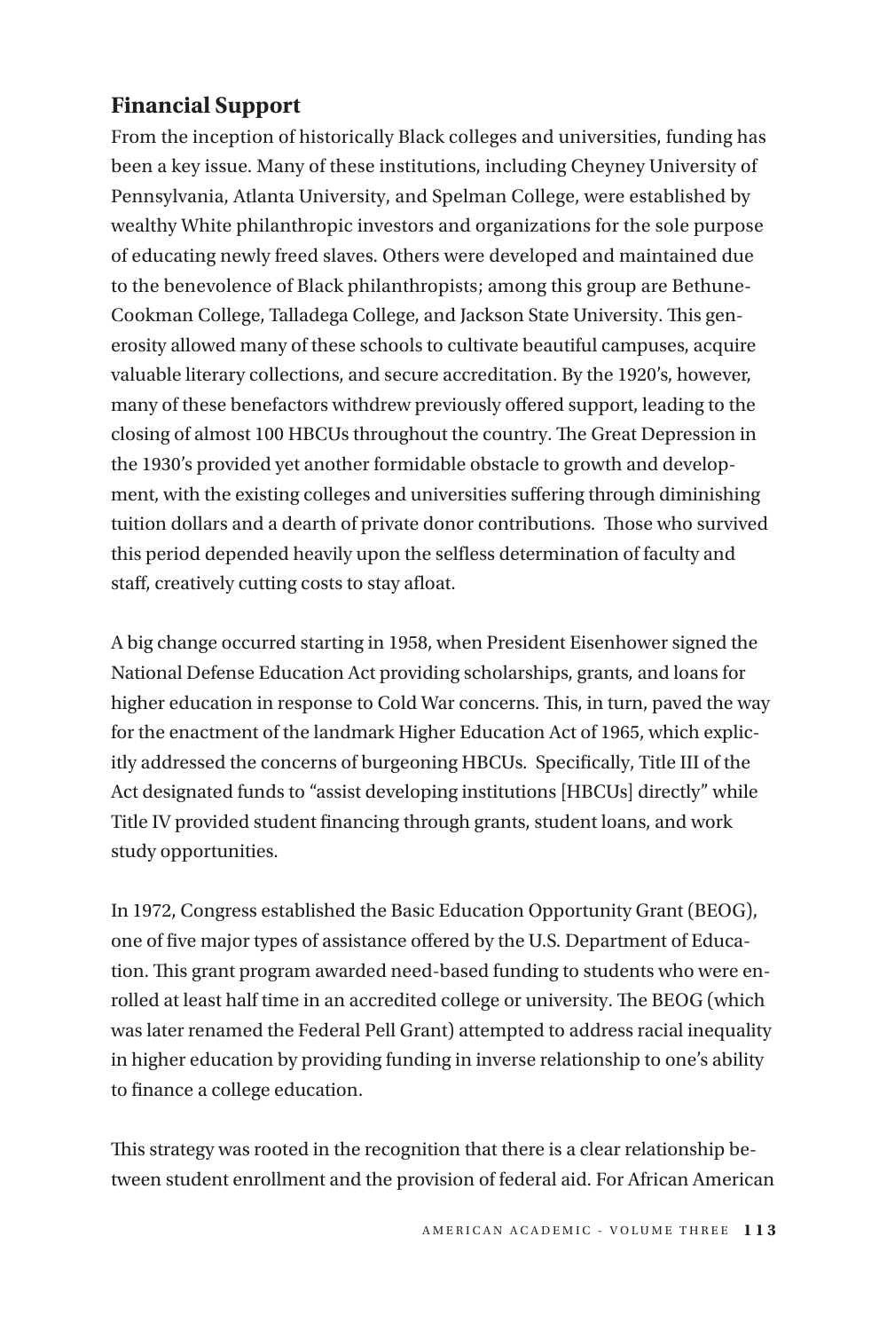## Financial Support

From the inception of historically Black colleges and universities, funding has been a key issue. Many of these institutions, including Cheyney University of Pennsylvania, Atlanta University, and Spelman College, were established by wealthy White philanthropic investors and organizations for the sole purpose of educating newly freed slaves. Others were developed and maintained due to the benevolence of Black philanthropists; among this group are Bethune-Cookman College, Talladega College, and Jackson State University. This generosity allowed many of these schools to cultivate beautiful campuses, acquire valuable literary collections, and secure accreditation. By the 1920's, however, many of these benefactors withdrew previously offered support, leading to the closing of almost 100 HBCUs throughout the country. The Great Depression in the 1930's provided yet another formidable obstacle to growth and development, with the existing colleges and universities suffering through diminishing tuition dollars and a dearth of private donor contributions. Those who survived this period depended heavily upon the selfless determination of faculty and staff, creatively cutting costs to stay afloat.

A big change occurred starting in 1958, when President Eisenhower signed the National Defense Education Act providing scholarships, grants, and loans for higher education in response to Cold War concerns. This, in turn, paved the way for the enactment of the landmark Higher Education Act of 1965, which explicitly addressed the concerns of burgeoning HBCUs. Specifically, Title III of the Act designated funds to "assist developing institutions [HBCUs] directly" while Title IV provided student financing through grants, student loans, and work study opportunities.

In 1972, Congress established the Basic Education Opportunity Grant (BEOG), one of five major types of assistance offered by the U.S. Department of Education. This grant program awarded need-based funding to students who were enrolled at least half time in an accredited college or university. The BEOG (which was later renamed the Federal Pell Grant) attempted to address racial inequality in higher education by providing funding in inverse relationship to one's ability to finance a college education.

This strategy was rooted in the recognition that there is a clear relationship between student enrollment and the provision of federal aid. For African American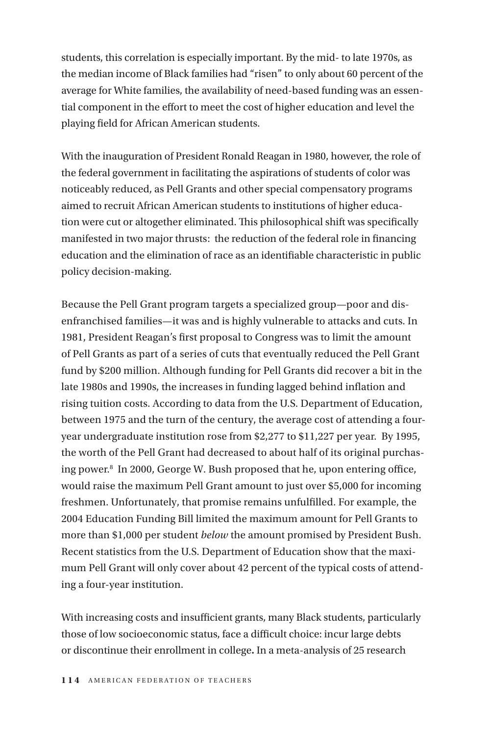students, this correlation is especially important. By the mid- to late 1970s, as the median income of Black families had "risen" to only about 60 percent of the average for White families, the availability of need-based funding was an essential component in the effort to meet the cost of higher education and level the playing field for African American students.

With the inauguration of President Ronald Reagan in 1980, however, the role of the federal government in facilitating the aspirations of students of color was noticeably reduced, as Pell Grants and other special compensatory programs aimed to recruit African American students to institutions of higher education were cut or altogether eliminated. This philosophical shift was specifically manifested in two major thrusts: the reduction of the federal role in financing education and the elimination of race as an identifiable characteristic in public policy decision-making.

Because the Pell Grant program targets a specialized group—poor and disenfranchised families—it was and is highly vulnerable to attacks and cuts. In 1981, President Reagan's first proposal to Congress was to limit the amount of Pell Grants as part of a series of cuts that eventually reduced the Pell Grant fund by $200 million. Although funding for Pell Grants did recover a bit in the late 1980s and 1990s, the increases in funding lagged behind inflation and rising tuition costs. According to data from the U.S. Department of Education, between 1975 and the turn of the century, the average cost of attending a four-year undergraduate institution rose from $2,277 to $11,227 per year. By 1995, the worth of the Pell Grant had decreased to about half of its original purchasing power.[8] In 2000, George W. Bush proposed that he, upon entering office, would raise the maximum Pell Grant amount to just over $5,000 for incoming freshmen. Unfortunately, that promise remains unfulfilled. For example, the 2004 Education Funding Bill limited the maximum amount for Pell Grants to more than $1,000 per student *below* the amount promised by President Bush. Recent statistics from the U.S. Department of Education show that the maximum Pell Grant will only cover about 42 percent of the typical costs of attending a four-year institution.

With increasing costs and insufficient grants, many Black students, particularly those of low socioeconomic status, face a difficult choice: incur large debts or discontinue their enrollment in college**.** In a meta-analysis of 25 research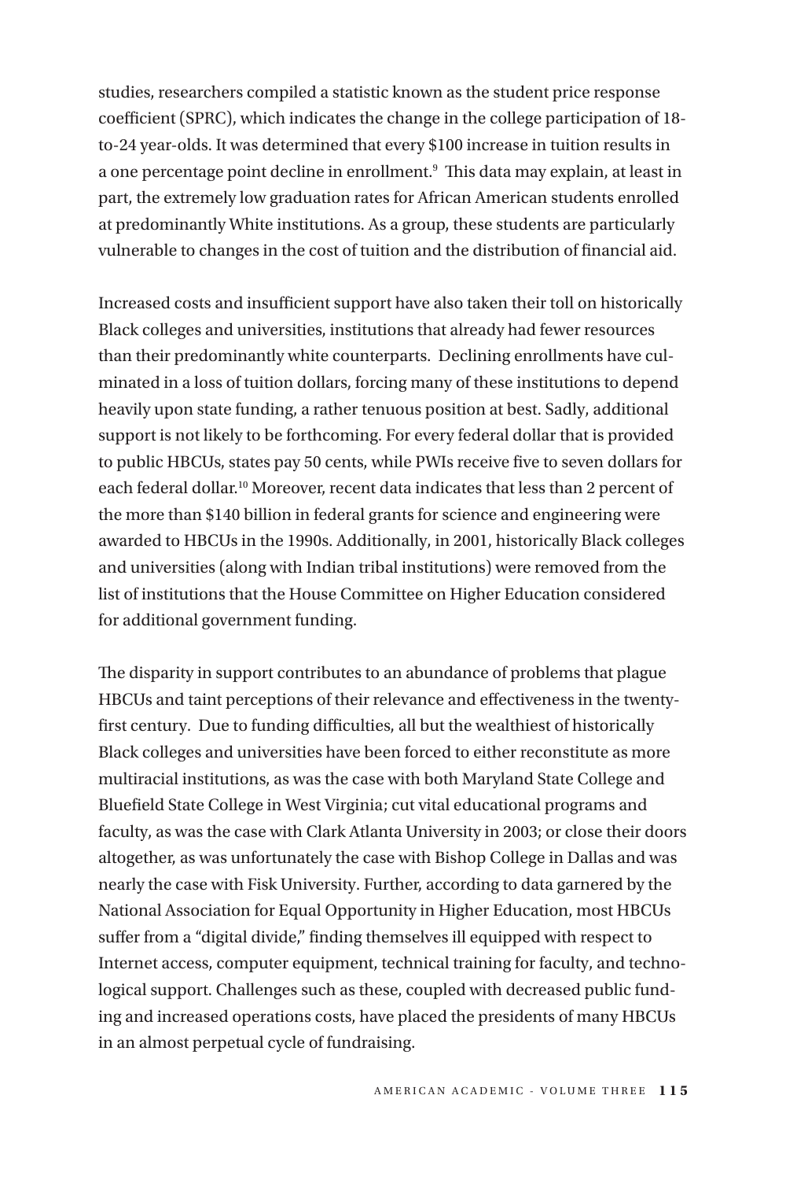studies, researchers compiled a statistic known as the student price response coefficient (SPRC), which indicates the change in the college participation of 18-to-24 year-olds. It was determined that every $100 increase in tuition results in a one percentage point decline in enrollment.[9] This data may explain, at least in part, the extremely low graduation rates for African American students enrolled at predominantly White institutions. As a group, these students are particularly vulnerable to changes in the cost of tuition and the distribution of financial aid.

Increased costs and insufficient support have also taken their toll on historically Black colleges and universities, institutions that already had fewer resources than their predominantly white counterparts. Declining enrollments have culminated in a loss of tuition dollars, forcing many of these institutions to depend heavily upon state funding, a rather tenuous position at best. Sadly, additional support is not likely to be forthcoming. For every federal dollar that is provided to public HBCUs, states pay 50 cents, while PWIs receive five to seven dollars for each federal dollar.[10] Moreover, recent data indicates that less than 2 percent of the more than $140 billion in federal grants for science and engineering were awarded to HBCUs in the 1990s. Additionally, in 2001, historically Black colleges and universities (along with Indian tribal institutions) were removed from the list of institutions that the House Committee on Higher Education considered for additional government funding.

The disparity in support contributes to an abundance of problems that plague HBCUs and taint perceptions of their relevance and effectiveness in the twenty-first century. Due to funding difficulties, all but the wealthiest of historically Black colleges and universities have been forced to either reconstitute as more multiracial institutions, as was the case with both Maryland State College and Bluefield State College in West Virginia; cut vital educational programs and faculty, as was the case with Clark Atlanta University in 2003; or close their doors altogether, as was unfortunately the case with Bishop College in Dallas and was nearly the case with Fisk University. Further, according to data garnered by the National Association for Equal Opportunity in Higher Education, most HBCUs suffer from a "digital divide," finding themselves ill equipped with respect to Internet access, computer equipment, technical training for faculty, and technological support. Challenges such as these, coupled with decreased public funding and increased operations costs, have placed the presidents of many HBCUs in an almost perpetual cycle of fundraising.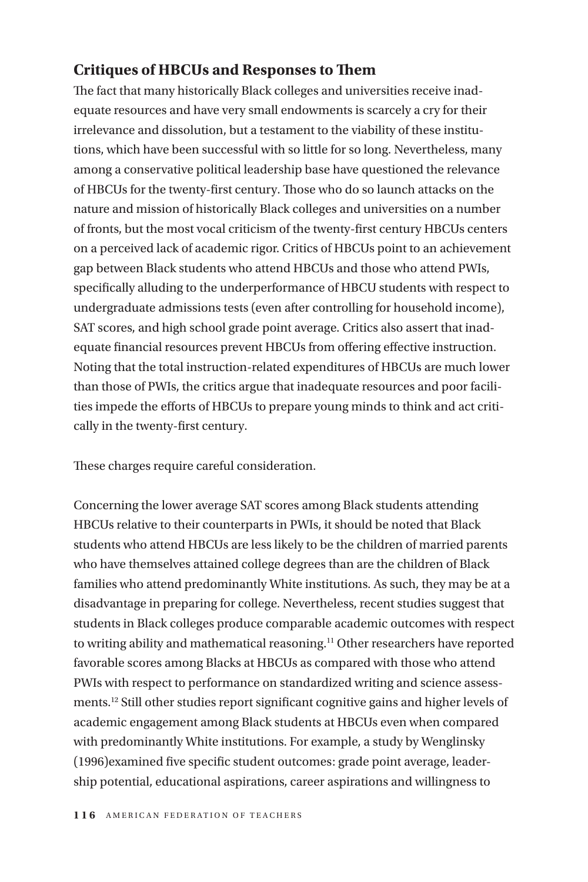## Critiques of HBCUs and Responses to Them

The fact that many historically Black colleges and universities receive inadequate resources and have very small endowments is scarcely a cry for their irrelevance and dissolution, but a testament to the viability of these institutions, which have been successful with so little for so long. Nevertheless, many among a conservative political leadership base have questioned the relevance of HBCUs for the twenty-first century. Those who do so launch attacks on the nature and mission of historically Black colleges and universities on a number of fronts, but the most vocal criticism of the twenty-first century HBCUs centers on a perceived lack of academic rigor. Critics of HBCUs point to an achievement gap between Black students who attend HBCUs and those who attend PWIs, specifically alluding to the underperformance of HBCU students with respect to undergraduate admissions tests (even after controlling for household income), SAT scores, and high school grade point average. Critics also assert that inadequate financial resources prevent HBCUs from offering effective instruction. Noting that the total instruction-related expenditures of HBCUs are much lower than those of PWIs, the critics argue that inadequate resources and poor facilities impede the efforts of HBCUs to prepare young minds to think and act critically in the twenty-first century.

These charges require careful consideration.

Concerning the lower average SAT scores among Black students attending HBCUs relative to their counterparts in PWIs, it should be noted that Black students who attend HBCUs are less likely to be the children of married parents who have themselves attained college degrees than are the children of Black families who attend predominantly White institutions. As such, they may be at a disadvantage in preparing for college. Nevertheless, recent studies suggest that students in Black colleges produce comparable academic outcomes with respect to writing ability and mathematical reasoning.[11] Other researchers have reported favorable scores among Blacks at HBCUs as compared with those who attend PWIs with respect to performance on standardized writing and science assessments.[12] Still other studies report significant cognitive gains and higher levels of academic engagement among Black students at HBCUs even when compared with predominantly White institutions. For example, a study by Wenglinsky (1996)examined five specific student outcomes: grade point average, leadership potential, educational aspirations, career aspirations and willingness to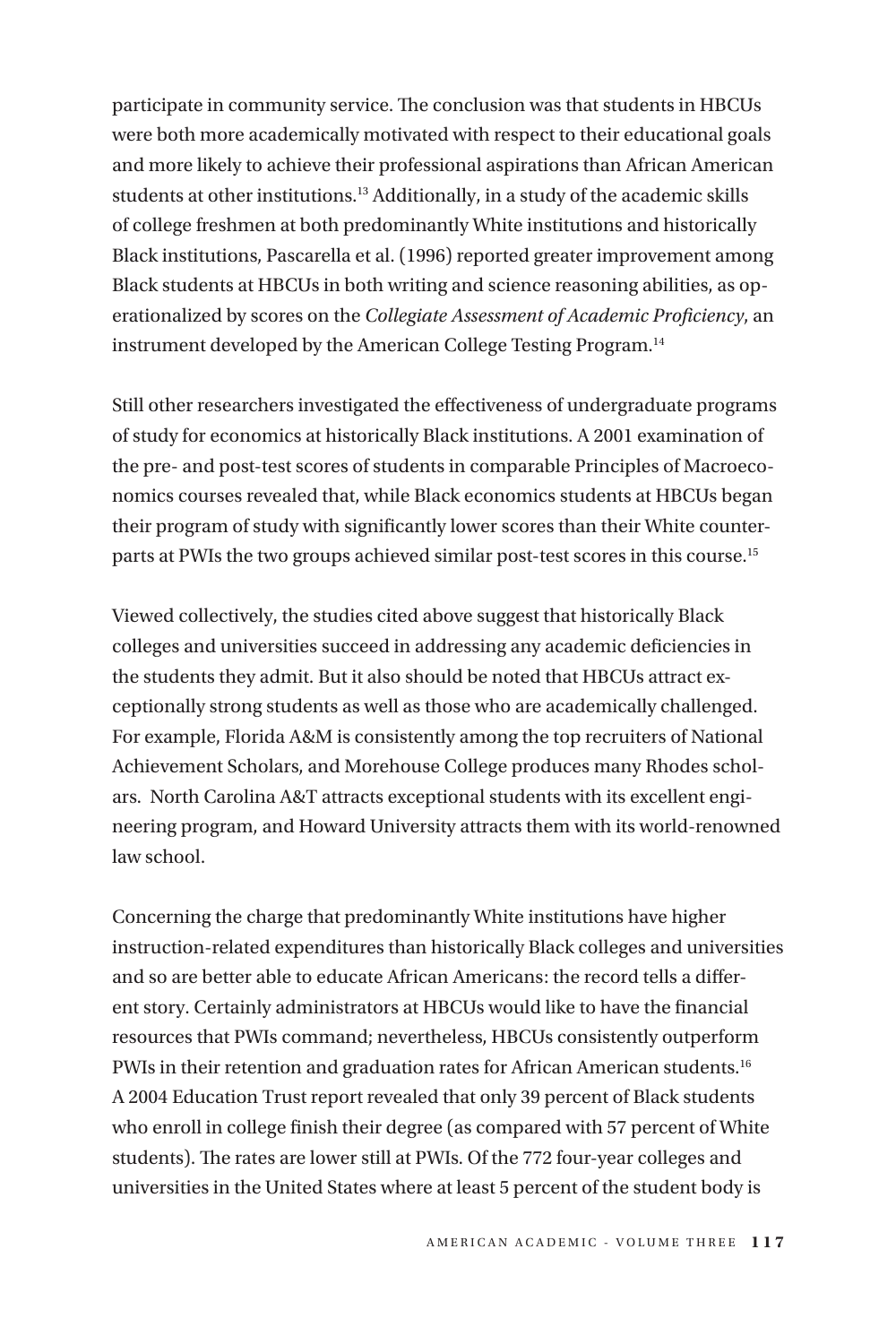participate in community service. The conclusion was that students in HBCUs were both more academically motivated with respect to their educational goals and more likely to achieve their professional aspirations than African American students at other institutions.[13] Additionally, in a study of the academic skills of college freshmen at both predominantly White institutions and historically Black institutions, Pascarella et al. (1996) reported greater improvement among Black students at HBCUs in both writing and science reasoning abilities, as operationalized by scores on the *Collegiate Assessment of Academic Proficiency*, an instrument developed by the American College Testing Program.[14]

Still other researchers investigated the effectiveness of undergraduate programs of study for economics at historically Black institutions. A 2001 examination of the pre- and post-test scores of students in comparable Principles of Macroeconomics courses revealed that, while Black economics students at HBCUs began their program of study with significantly lower scores than their White counterparts at PWIs the two groups achieved similar post-test scores in this course.[15]

Viewed collectively, the studies cited above suggest that historically Black colleges and universities succeed in addressing any academic deficiencies in the students they admit. But it also should be noted that HBCUs attract exceptionally strong students as well as those who are academically challenged. For example, Florida A&M is consistently among the top recruiters of National Achievement Scholars, and Morehouse College produces many Rhodes scholars. North Carolina A&T attracts exceptional students with its excellent engineering program, and Howard University attracts them with its world-renowned law school.

Concerning the charge that predominantly White institutions have higher instruction-related expenditures than historically Black colleges and universities and so are better able to educate African Americans: the record tells a different story. Certainly administrators at HBCUs would like to have the financial resources that PWIs command; nevertheless, HBCUs consistently outperform PWIs in their retention and graduation rates for African American students.[16] A 2004 Education Trust report revealed that only 39 percent of Black students who enroll in college finish their degree (as compared with 57 percent of White students). The rates are lower still at PWIs. Of the 772 four-year colleges and universities in the United States where at least 5 percent of the student body is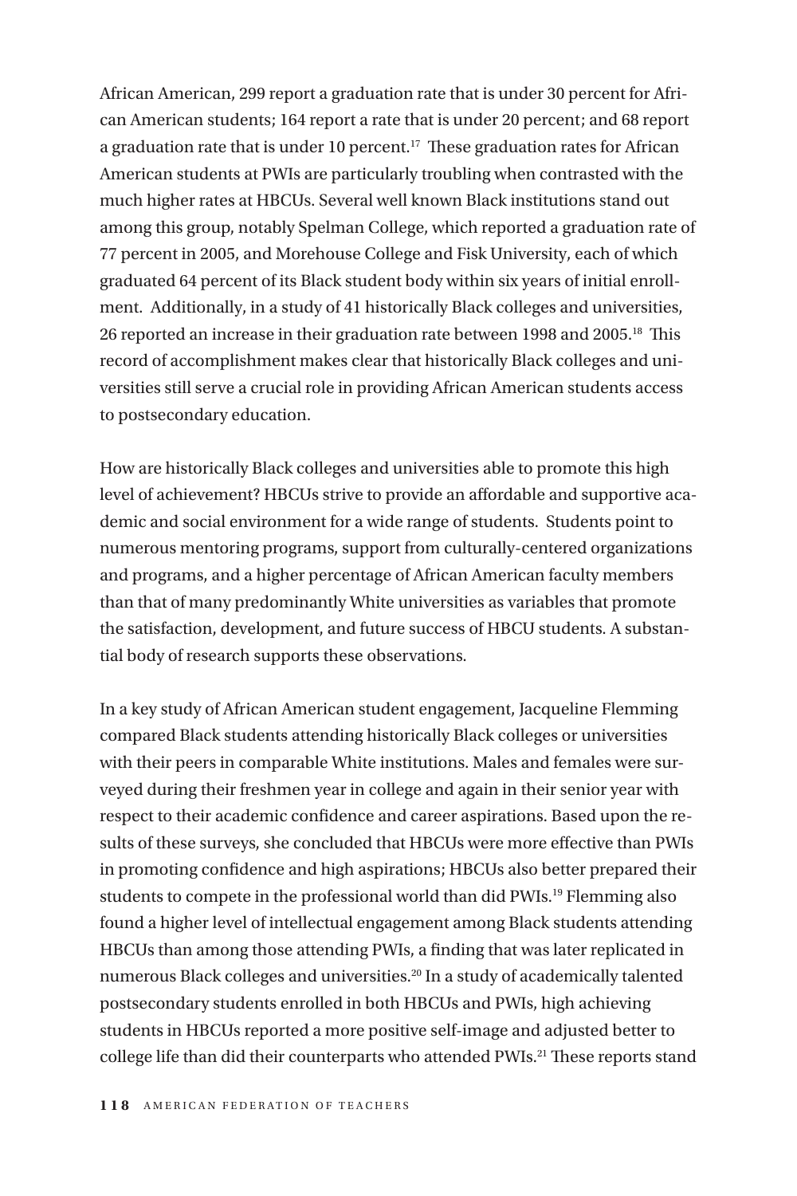African American, 299 report a graduation rate that is under 30 percent for African American students; 164 report a rate that is under 20 percent; and 68 report a graduation rate that is under 10 percent.[17] These graduation rates for African American students at PWIs are particularly troubling when contrasted with the much higher rates at HBCUs. Several well known Black institutions stand out among this group, notably Spelman College, which reported a graduation rate of 77 percent in 2005, and Morehouse College and Fisk University, each of which graduated 64 percent of its Black student body within six years of initial enrollment. Additionally, in a study of 41 historically Black colleges and universities, 26 reported an increase in their graduation rate between 1998 and 2005.[18] This record of accomplishment makes clear that historically Black colleges and universities still serve a crucial role in providing African American students access to postsecondary education.

How are historically Black colleges and universities able to promote this high level of achievement? HBCUs strive to provide an affordable and supportive academic and social environment for a wide range of students. Students point to numerous mentoring programs, support from culturally-centered organizations and programs, and a higher percentage of African American faculty members than that of many predominantly White universities as variables that promote the satisfaction, development, and future success of HBCU students. A substantial body of research supports these observations.

In a key study of African American student engagement, Jacqueline Flemming compared Black students attending historically Black colleges or universities with their peers in comparable White institutions. Males and females were surveyed during their freshmen year in college and again in their senior year with respect to their academic confidence and career aspirations. Based upon the results of these surveys, she concluded that HBCUs were more effective than PWIs in promoting confidence and high aspirations; HBCUs also better prepared their students to compete in the professional world than did PWIs.[19] Flemming also found a higher level of intellectual engagement among Black students attending HBCUs than among those attending PWIs, a finding that was later replicated in numerous Black colleges and universities.[20] In a study of academically talented postsecondary students enrolled in both HBCUs and PWIs, high achieving students in HBCUs reported a more positive self-image and adjusted better to college life than did their counterparts who attended PWIs.[21] These reports stand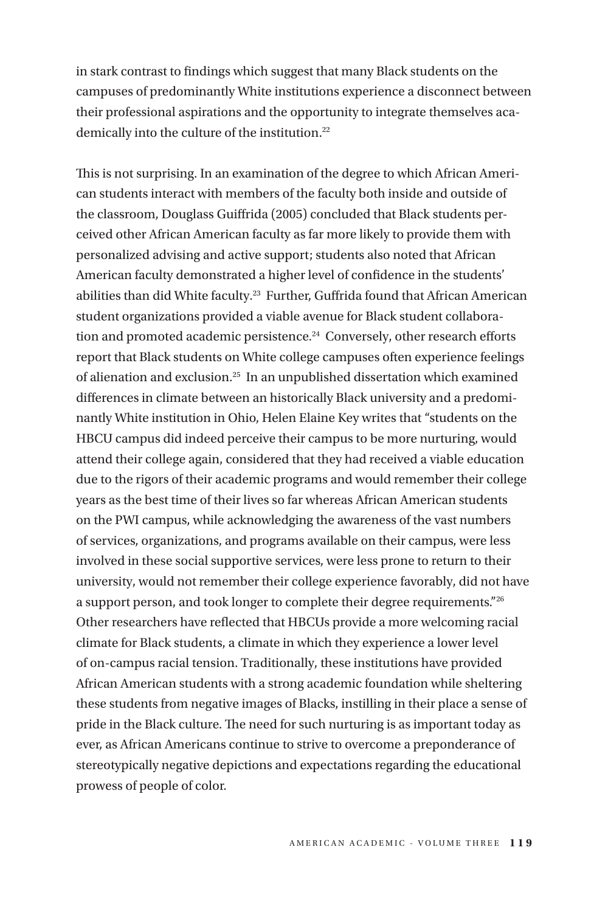in stark contrast to findings which suggest that many Black students on the campuses of predominantly White institutions experience a disconnect between their professional aspirations and the opportunity to integrate themselves academically into the culture of the institution.[22]

This is not surprising. In an examination of the degree to which African American students interact with members of the faculty both inside and outside of the classroom, Douglass Guiffrida (2005) concluded that Black students perceived other African American faculty as far more likely to provide them with personalized advising and active support; students also noted that African American faculty demonstrated a higher level of confidence in the students' abilities than did White faculty.[23] Further, Guffrida found that African American student organizations provided a viable avenue for Black student collaboration and promoted academic persistence.[24] Conversely, other research efforts report that Black students on White college campuses often experience feelings of alienation and exclusion.[25] In an unpublished dissertation which examined differences in climate between an historically Black university and a predominantly White institution in Ohio, Helen Elaine Key writes that "students on the HBCU campus did indeed perceive their campus to be more nurturing, would attend their college again, considered that they had received a viable education due to the rigors of their academic programs and would remember their college years as the best time of their lives so far whereas African American students on the PWI campus, while acknowledging the awareness of the vast numbers of services, organizations, and programs available on their campus, were less involved in these social supportive services, were less prone to return to their university, would not remember their college experience favorably, did not have a support person, and took longer to complete their degree requirements."[26] Other researchers have reflected that HBCUs provide a more welcoming racial climate for Black students, a climate in which they experience a lower level of on-campus racial tension. Traditionally, these institutions have provided African American students with a strong academic foundation while sheltering these students from negative images of Blacks, instilling in their place a sense of pride in the Black culture. The need for such nurturing is as important today as ever, as African Americans continue to strive to overcome a preponderance of stereotypically negative depictions and expectations regarding the educational prowess of people of color.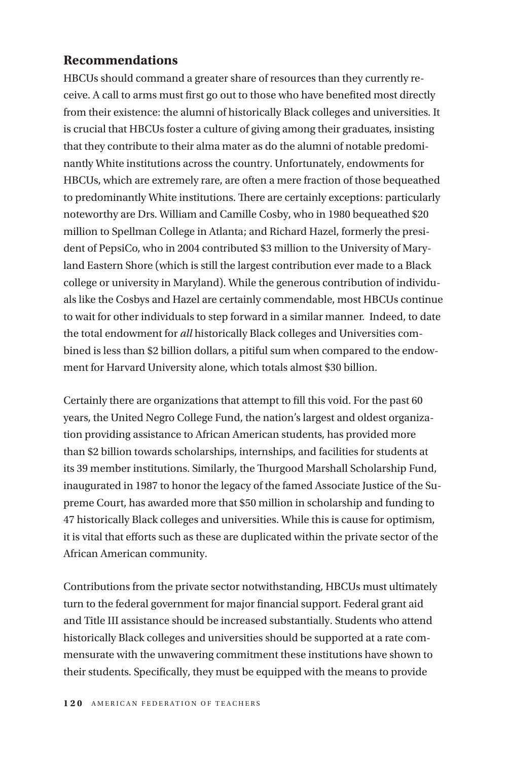## Recommendations

HBCUs should command a greater share of resources than they currently receive. A call to arms must first go out to those who have benefited most directly from their existence: the alumni of historically Black colleges and universities. It is crucial that HBCUs foster a culture of giving among their graduates, insisting that they contribute to their alma mater as do the alumni of notable predominantly White institutions across the country. Unfortunately, endowments for HBCUs, which are extremely rare, are often a mere fraction of those bequeathed to predominantly White institutions. There are certainly exceptions: particularly noteworthy are Drs. William and Camille Cosby, who in 1980 bequeathed \$20 million to Spellman College in Atlanta; and Richard Hazel, formerly the president of PepsiCo, who in 2004 contributed \$3 million to the University of Maryland Eastern Shore (which is still the largest contribution ever made to a Black college or university in Maryland). While the generous contribution of individuals like the Cosbys and Hazel are certainly commendable, most HBCUs continue to wait for other individuals to step forward in a similar manner. Indeed, to date the total endowment for *all* historically Black colleges and Universities combined is less than \$2 billion dollars, a pitiful sum when compared to the endowment for Harvard University alone, which totals almost \$30 billion.

Certainly there are organizations that attempt to fill this void. For the past 60 years, the United Negro College Fund, the nation's largest and oldest organization providing assistance to African American students, has provided more than \$2 billion towards scholarships, internships, and facilities for students at its 39 member institutions. Similarly, the Thurgood Marshall Scholarship Fund, inaugurated in 1987 to honor the legacy of the famed Associate Justice of the Supreme Court, has awarded more that \$50 million in scholarship and funding to 47 historically Black colleges and universities. While this is cause for optimism, it is vital that efforts such as these are duplicated within the private sector of the African American community.

Contributions from the private sector notwithstanding, HBCUs must ultimately turn to the federal government for major financial support. Federal grant aid and Title III assistance should be increased substantially. Students who attend historically Black colleges and universities should be supported at a rate commensurate with the unwavering commitment these institutions have shown to their students. Specifically, they must be equipped with the means to provide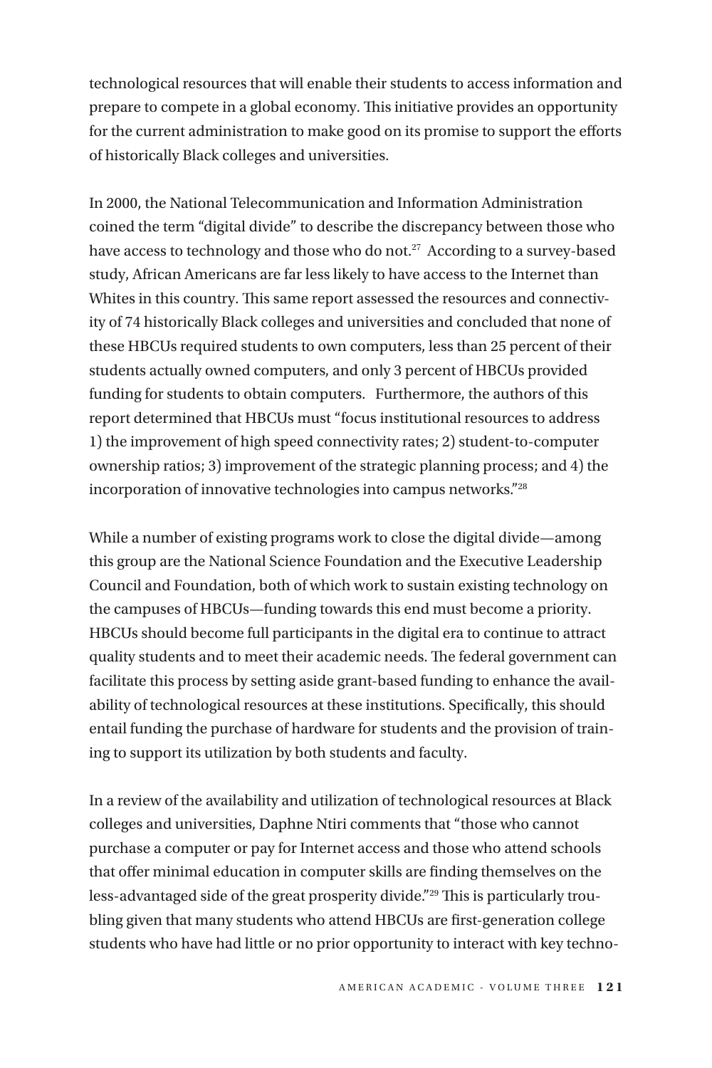technological resources that will enable their students to access information and prepare to compete in a global economy. This initiative provides an opportunity for the current administration to make good on its promise to support the efforts of historically Black colleges and universities.

In 2000, the National Telecommunication and Information Administration coined the term "digital divide" to describe the discrepancy between those who have access to technology and those who do not.[27] According to a survey-based study, African Americans are far less likely to have access to the Internet than Whites in this country. This same report assessed the resources and connectivity of 74 historically Black colleges and universities and concluded that none of these HBCUs required students to own computers, less than 25 percent of their students actually owned computers, and only 3 percent of HBCUs provided funding for students to obtain computers. Furthermore, the authors of this report determined that HBCUs must "focus institutional resources to address 1) the improvement of high speed connectivity rates; 2) student-to-computer ownership ratios; 3) improvement of the strategic planning process; and 4) the incorporation of innovative technologies into campus networks."[28]

While a number of existing programs work to close the digital divide—among this group are the National Science Foundation and the Executive Leadership Council and Foundation, both of which work to sustain existing technology on the campuses of HBCUs—funding towards this end must become a priority. HBCUs should become full participants in the digital era to continue to attract quality students and to meet their academic needs. The federal government can facilitate this process by setting aside grant-based funding to enhance the availability of technological resources at these institutions. Specifically, this should entail funding the purchase of hardware for students and the provision of training to support its utilization by both students and faculty.

In a review of the availability and utilization of technological resources at Black colleges and universities, Daphne Ntiri comments that "those who cannot purchase a computer or pay for Internet access and those who attend schools that offer minimal education in computer skills are finding themselves on the less-advantaged side of the great prosperity divide."[29] This is particularly troubling given that many students who attend HBCUs are first-generation college students who have had little or no prior opportunity to interact with key techno-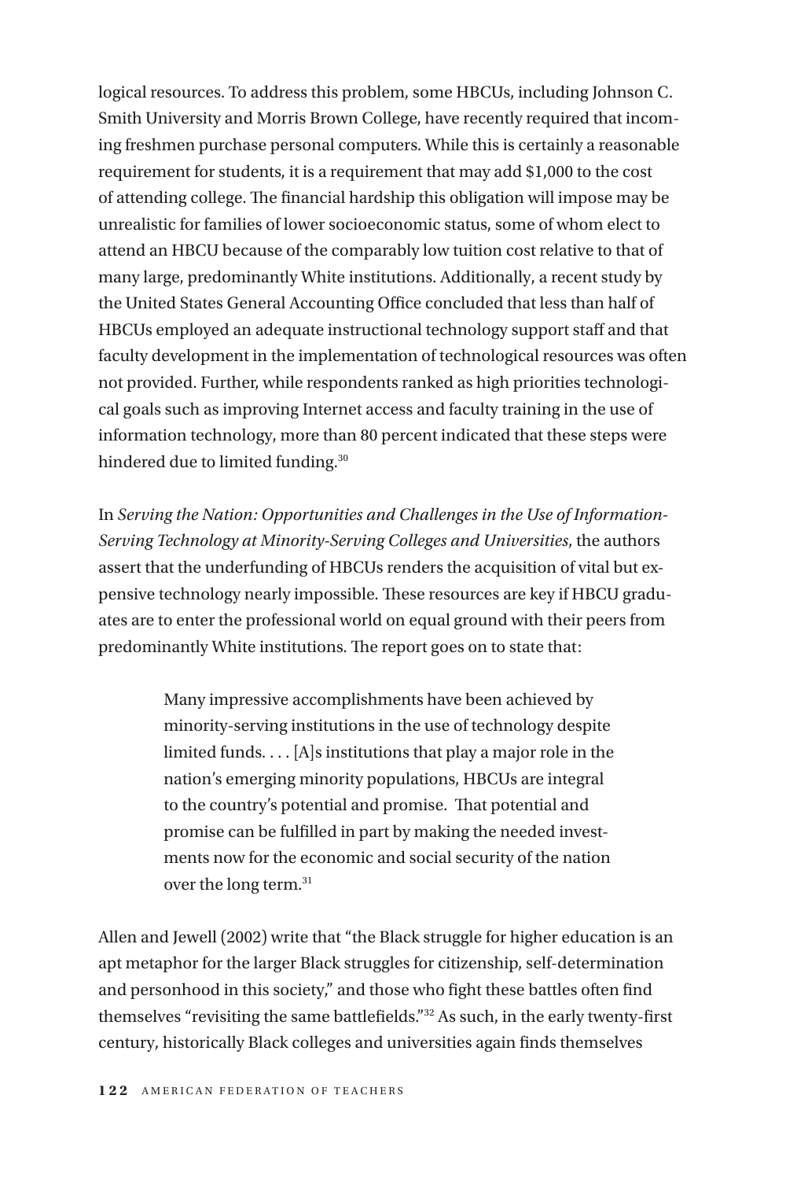logical resources. To address this problem, some HBCUs, including Johnson C. Smith University and Morris Brown College, have recently required that incoming freshmen purchase personal computers. While this is certainly a reasonable requirement for students, it is a requirement that may add $1,000 to the cost of attending college. The financial hardship this obligation will impose may be unrealistic for families of lower socioeconomic status, some of whom elect to attend an HBCU because of the comparably low tuition cost relative to that of many large, predominantly White institutions. Additionally, a recent study by the United States General Accounting Office concluded that less than half of HBCUs employed an adequate instructional technology support staff and that faculty development in the implementation of technological resources was often not provided. Further, while respondents ranked as high priorities technological goals such as improving Internet access and faculty training in the use of information technology, more than 80 percent indicated that these steps were hindered due to limited funding.[30]

In *Serving the Nation: Opportunities and Challenges in the Use of Information-Serving Technology at Minority-Serving Colleges and Universities*, the authors assert that the underfunding of HBCUs renders the acquisition of vital but expensive technology nearly impossible. These resources are key if HBCU graduates are to enter the professional world on equal ground with their peers from predominantly White institutions. The report goes on to state that:

> Many impressive accomplishments have been achieved by minority-serving institutions in the use of technology despite limited funds. . . . [A]s institutions that play a major role in the nation's emerging minority populations, HBCUs are integral to the country's potential and promise. That potential and promise can be fulfilled in part by making the needed investments now for the economic and social security of the nation over the long term.[31]

Allen and Jewell (2002) write that "the Black struggle for higher education is an apt metaphor for the larger Black struggles for citizenship, self-determination and personhood in this society," and those who fight these battles often find themselves "revisiting the same battlefields."[32] As such, in the early twenty-first century, historically Black colleges and universities again finds themselves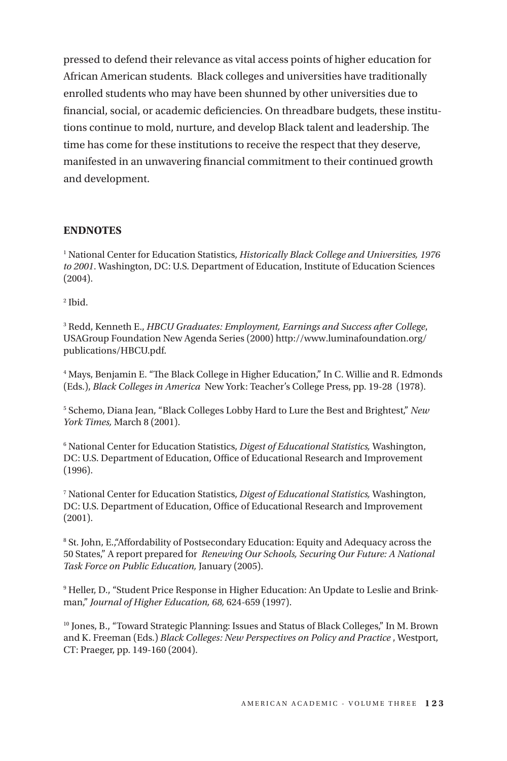pressed to defend their relevance as vital access points of higher education for African American students. Black colleges and universities have traditionally enrolled students who may have been shunned by other universities due to financial, social, or academic deficiencies. On threadbare budgets, these institutions continue to mold, nurture, and develop Black talent and leadership. The time has come for these institutions to receive the respect that they deserve, manifested in an unwavering financial commitment to their continued growth and development.

## ENDNOTES

[1] National Center for Education Statistics, *Historically Black College and Universities, 1976 to 2001*. Washington, DC: U.S. Department of Education, Institute of Education Sciences (2004).

[2] Ibid.

[3] Redd, Kenneth E., *HBCU Graduates: Employment, Earnings and Success after College*, USAGroup Foundation New Agenda Series (2000) http://www.luminafoundation.org/publications/HBCU.pdf.

[4] Mays, Benjamin E. "The Black College in Higher Education," In C. Willie and R. Edmonds (Eds.), *Black Colleges in America* New York: Teacher's College Press, pp. 19-28 (1978).

[5] Schemo, Diana Jean, "Black Colleges Lobby Hard to Lure the Best and Brightest," *New York Times,* March 8 (2001).

[6] National Center for Education Statistics, *Digest of Educational Statistics,* Washington, DC: U.S. Department of Education, Office of Educational Research and Improvement (1996).

[7] National Center for Education Statistics, *Digest of Educational Statistics,* Washington, DC: U.S. Department of Education, Office of Educational Research and Improvement (2001).

[8] St. John, E.,"Affordability of Postsecondary Education: Equity and Adequacy across the 50 States," A report prepared for *Renewing Our Schools, Securing Our Future: A National Task Force on Public Education,* January (2005).

[9] Heller, D., "Student Price Response in Higher Education: An Update to Leslie and Brinkman," *Journal of Higher Education, 68,* 624-659 (1997).

[10] Jones, B., "Toward Strategic Planning: Issues and Status of Black Colleges," In M. Brown and K. Freeman (Eds.) *Black Colleges: New Perspectives on Policy and Practice* , Westport, CT: Praeger, pp. 149-160 (2004).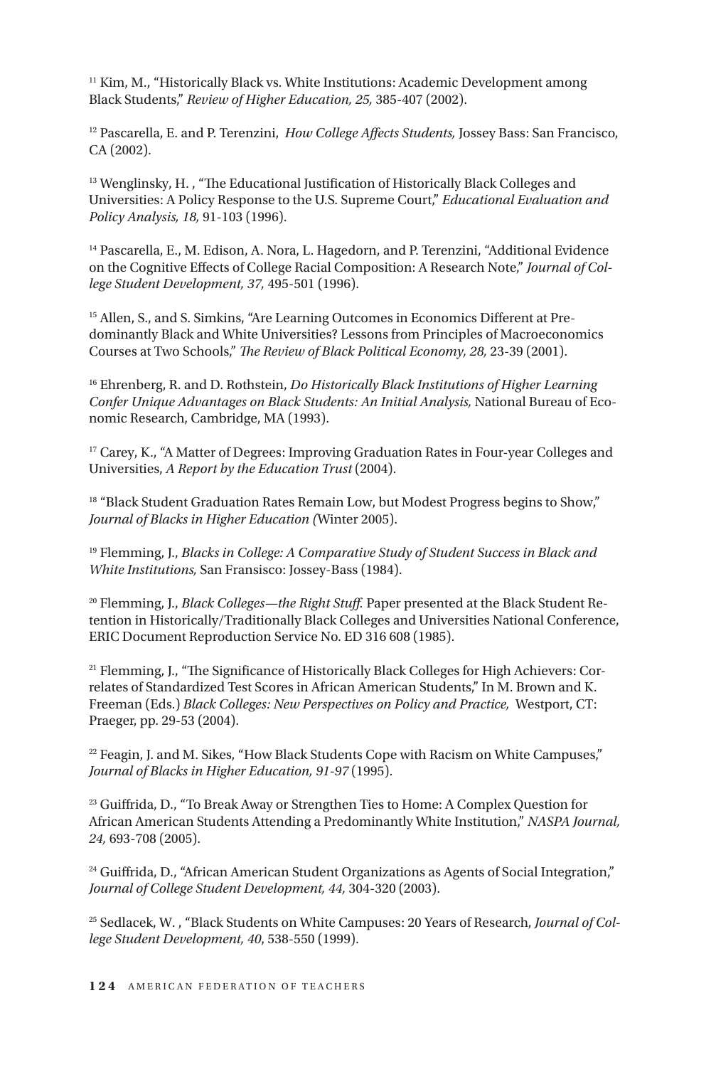[11] Kim, M., "Historically Black vs. White Institutions: Academic Development among Black Students," *Review of Higher Education, 25,* 385-407 (2002).

[12] Pascarella, E. and P. Terenzini, *How College Affects Students,* Jossey Bass: San Francisco, CA (2002).

[13] Wenglinsky, H. , "The Educational Justification of Historically Black Colleges and Universities: A Policy Response to the U.S. Supreme Court," *Educational Evaluation and Policy Analysis, 18,* 91-103 (1996).

[14] Pascarella, E., M. Edison, A. Nora, L. Hagedorn, and P. Terenzini, "Additional Evidence on the Cognitive Effects of College Racial Composition: A Research Note," *Journal of College Student Development, 37,* 495-501 (1996).

[15] Allen, S., and S. Simkins, "Are Learning Outcomes in Economics Different at Predominantly Black and White Universities? Lessons from Principles of Macroeconomics Courses at Two Schools," *The Review of Black Political Economy, 28,* 23-39 (2001).

[16] Ehrenberg, R. and D. Rothstein, *Do Historically Black Institutions of Higher Learning Confer Unique Advantages on Black Students: An Initial Analysis,* National Bureau of Economic Research, Cambridge, MA (1993).

[17] Carey, K., "A Matter of Degrees: Improving Graduation Rates in Four-year Colleges and Universities, *A Report by the Education Trust* (2004).

[18] "Black Student Graduation Rates Remain Low, but Modest Progress begins to Show," *Journal of Blacks in Higher Education (*Winter 2005).

[19] Flemming, J., *Blacks in College: A Comparative Study of Student Success in Black and White Institutions,* San Fransisco: Jossey-Bass (1984).

[20] Flemming, J., *Black Colleges—the Right Stuff.* Paper presented at the Black Student Retention in Historically/Traditionally Black Colleges and Universities National Conference, ERIC Document Reproduction Service No. ED 316 608 (1985).

[21] Flemming, J., "The Significance of Historically Black Colleges for High Achievers: Correlates of Standardized Test Scores in African American Students," In M. Brown and K. Freeman (Eds.) *Black Colleges: New Perspectives on Policy and Practice,* Westport, CT: Praeger, pp. 29-53 (2004).

[22] Feagin, J. and M. Sikes, "How Black Students Cope with Racism on White Campuses," *Journal of Blacks in Higher Education, 91-97* (1995).

[23] Guiffrida, D., "To Break Away or Strengthen Ties to Home: A Complex Question for African American Students Attending a Predominantly White Institution," *NASPA Journal, 24,* 693-708 (2005).

[24] Guiffrida, D., "African American Student Organizations as Agents of Social Integration," *Journal of College Student Development, 44,* 304-320 (2003).

[25] Sedlacek, W. , "Black Students on White Campuses: 20 Years of Research, *Journal of College Student Development, 40*, 538-550 (1999).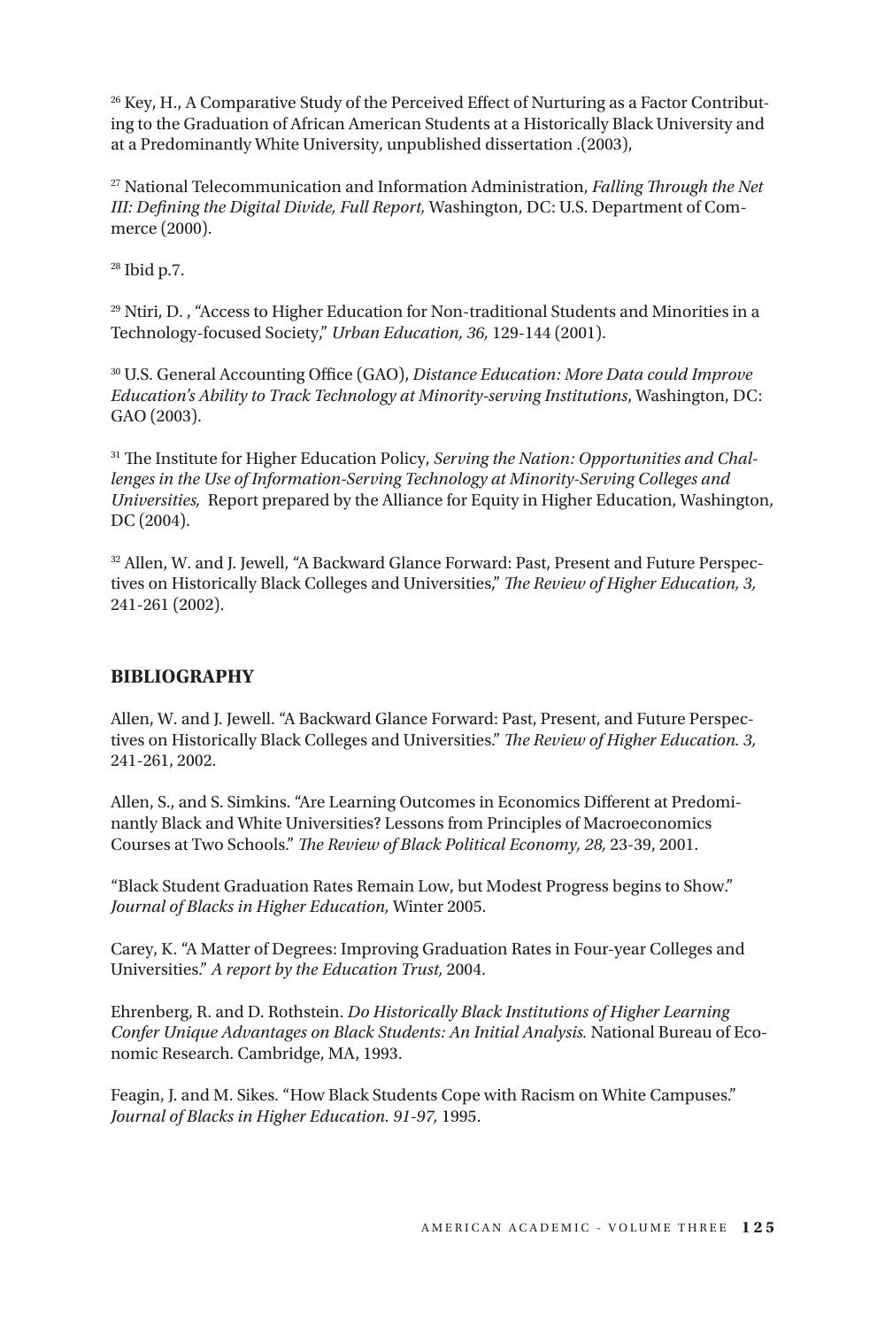[26] Key, H., A Comparative Study of the Perceived Effect of Nurturing as a Factor Contributing to the Graduation of African American Students at a Historically Black University and at a Predominantly White University, unpublished dissertation .(2003),

[27] National Telecommunication and Information Administration, *Falling Through the Net III: Defining the Digital Divide, Full Report,* Washington, DC: U.S. Department of Commerce (2000).

[28] Ibid p.7.

[29] Ntiri, D. , "Access to Higher Education for Non-traditional Students and Minorities in a Technology-focused Society," *Urban Education, 36,* 129-144 (2001).

[30] U.S. General Accounting Office (GAO), *Distance Education: More Data could Improve Education's Ability to Track Technology at Minority-serving Institutions*, Washington, DC: GAO (2003).

[31] The Institute for Higher Education Policy, *Serving the Nation: Opportunities and Challenges in the Use of Information-Serving Technology at Minority-Serving Colleges and Universities,* Report prepared by the Alliance for Equity in Higher Education, Washington, DC (2004).

[32] Allen, W. and J. Jewell, "A Backward Glance Forward: Past, Present and Future Perspectives on Historically Black Colleges and Universities," *The Review of Higher Education, 3,* 241-261 (2002).

## BIBLIOGRAPHY

Allen, W. and J. Jewell. "A Backward Glance Forward: Past, Present, and Future Perspectives on Historically Black Colleges and Universities." *The Review of Higher Education. 3,* 241-261, 2002.

Allen, S., and S. Simkins. "Are Learning Outcomes in Economics Different at Predominantly Black and White Universities? Lessons from Principles of Macroeconomics Courses at Two Schools." *The Review of Black Political Economy, 28,* 23-39, 2001.

"Black Student Graduation Rates Remain Low, but Modest Progress begins to Show." *Journal of Blacks in Higher Education,* Winter 2005.

Carey, K. "A Matter of Degrees: Improving Graduation Rates in Four-year Colleges and Universities." *A report by the Education Trust,* 2004.

Ehrenberg, R. and D. Rothstein. *Do Historically Black Institutions of Higher Learning Confer Unique Advantages on Black Students: An Initial Analysis.* National Bureau of Economic Research. Cambridge, MA, 1993.

Feagin, J. and M. Sikes. "How Black Students Cope with Racism on White Campuses." *Journal of Blacks in Higher Education. 91-97,* 1995.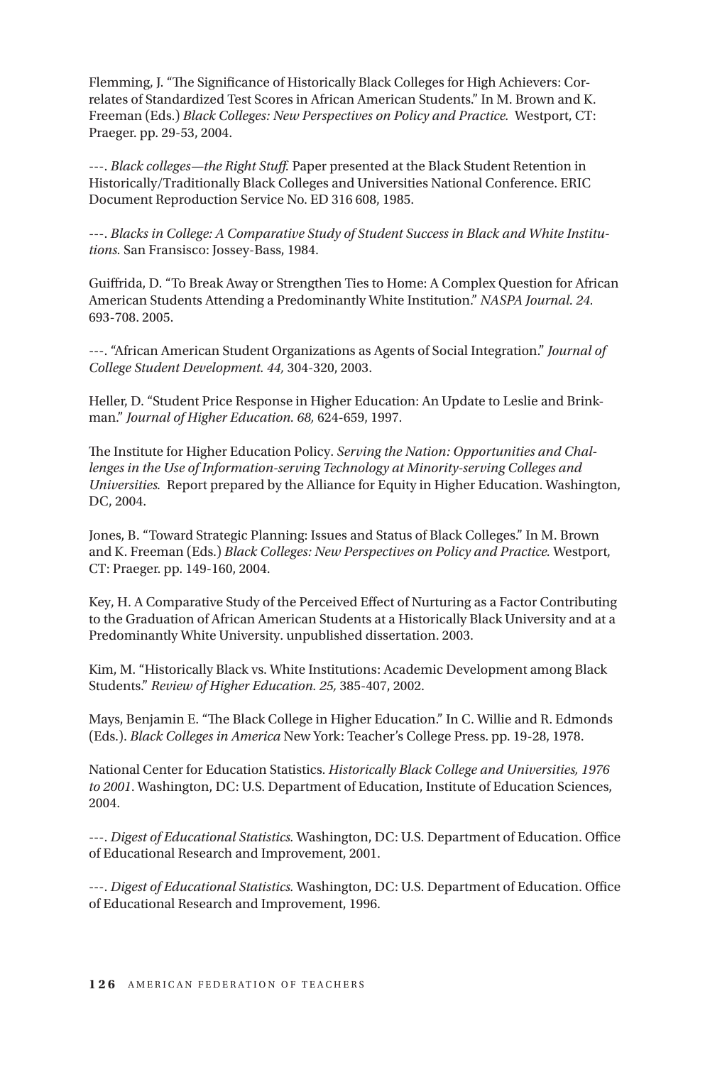Flemming, J. "The Significance of Historically Black Colleges for High Achievers: Correlates of Standardized Test Scores in African American Students." In M. Brown and K. Freeman (Eds.) *Black Colleges: New Perspectives on Policy and Practice.* Westport, CT: Praeger. pp. 29-53, 2004.

---. *Black colleges—the Right Stuff.* Paper presented at the Black Student Retention in Historically/Traditionally Black Colleges and Universities National Conference. ERIC Document Reproduction Service No. ED 316 608, 1985.

---. *Blacks in College: A Comparative Study of Student Success in Black and White Institutions.* San Fransisco: Jossey-Bass, 1984.

Guiffrida, D. "To Break Away or Strengthen Ties to Home: A Complex Question for African American Students Attending a Predominantly White Institution." *NASPA Journal. 24.* 693-708. 2005.

---. "African American Student Organizations as Agents of Social Integration." *Journal of College Student Development. 44,* 304-320, 2003.

Heller, D. "Student Price Response in Higher Education: An Update to Leslie and Brinkman." *Journal of Higher Education. 68,* 624-659, 1997.

The Institute for Higher Education Policy. *Serving the Nation: Opportunities and Challenges in the Use of Information-serving Technology at Minority-serving Colleges and Universities.* Report prepared by the Alliance for Equity in Higher Education. Washington, DC, 2004.

Jones, B. "Toward Strategic Planning: Issues and Status of Black Colleges." In M. Brown and K. Freeman (Eds.) *Black Colleges: New Perspectives on Policy and Practice.* Westport, CT: Praeger. pp. 149-160, 2004.

Key, H. A Comparative Study of the Perceived Effect of Nurturing as a Factor Contributing to the Graduation of African American Students at a Historically Black University and at a Predominantly White University. unpublished dissertation. 2003.

Kim, M. "Historically Black vs. White Institutions: Academic Development among Black Students." *Review of Higher Education. 25,* 385-407, 2002.

Mays, Benjamin E. "The Black College in Higher Education." In C. Willie and R. Edmonds (Eds.). *Black Colleges in America* New York: Teacher's College Press. pp. 19-28, 1978.

National Center for Education Statistics. *Historically Black College and Universities, 1976 to 2001*. Washington, DC: U.S. Department of Education, Institute of Education Sciences, 2004.

---. *Digest of Educational Statistics.* Washington, DC: U.S. Department of Education. Office of Educational Research and Improvement, 2001.

---. *Digest of Educational Statistics.* Washington, DC: U.S. Department of Education. Office of Educational Research and Improvement, 1996.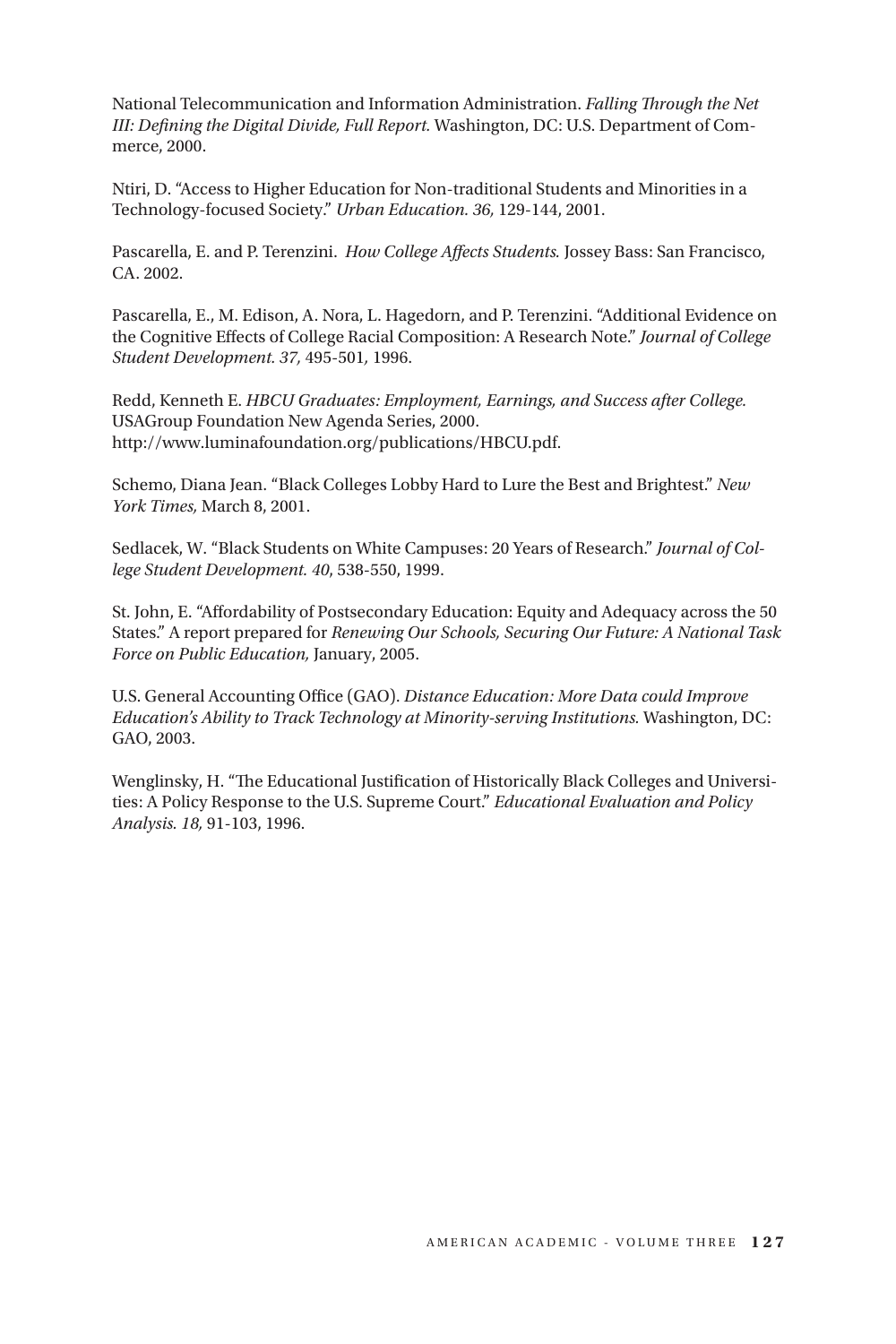National Telecommunication and Information Administration. *Falling Through the Net III: Defining the Digital Divide, Full Report.* Washington, DC: U.S. Department of Commerce, 2000.

Ntiri, D. "Access to Higher Education for Non-traditional Students and Minorities in a Technology-focused Society." *Urban Education. 36,* 129-144, 2001.

Pascarella, E. and P. Terenzini. *How College Affects Students.* Jossey Bass: San Francisco, CA. 2002.

Pascarella, E., M. Edison, A. Nora, L. Hagedorn, and P. Terenzini. "Additional Evidence on the Cognitive Effects of College Racial Composition: A Research Note." *Journal of College Student Development. 37,* 495-501, 1996.

Redd, Kenneth E. *HBCU Graduates: Employment, Earnings, and Success after College.* USAGroup Foundation New Agenda Series, 2000. http://www.luminafoundation.org/publications/HBCU.pdf.

Schemo, Diana Jean. "Black Colleges Lobby Hard to Lure the Best and Brightest." *New York Times,* March 8, 2001.

Sedlacek, W. "Black Students on White Campuses: 20 Years of Research." *Journal of College Student Development. 40*, 538-550, 1999.

St. John, E. "Affordability of Postsecondary Education: Equity and Adequacy across the 50 States." A report prepared for *Renewing Our Schools, Securing Our Future: A National Task Force on Public Education,* January, 2005.

U.S. General Accounting Office (GAO). *Distance Education: More Data could Improve Education's Ability to Track Technology at Minority-serving Institutions.* Washington, DC: GAO, 2003.

Wenglinsky, H. "The Educational Justification of Historically Black Colleges and Universities: A Policy Response to the U.S. Supreme Court." *Educational Evaluation and Policy Analysis. 18,* 91-103, 1996.